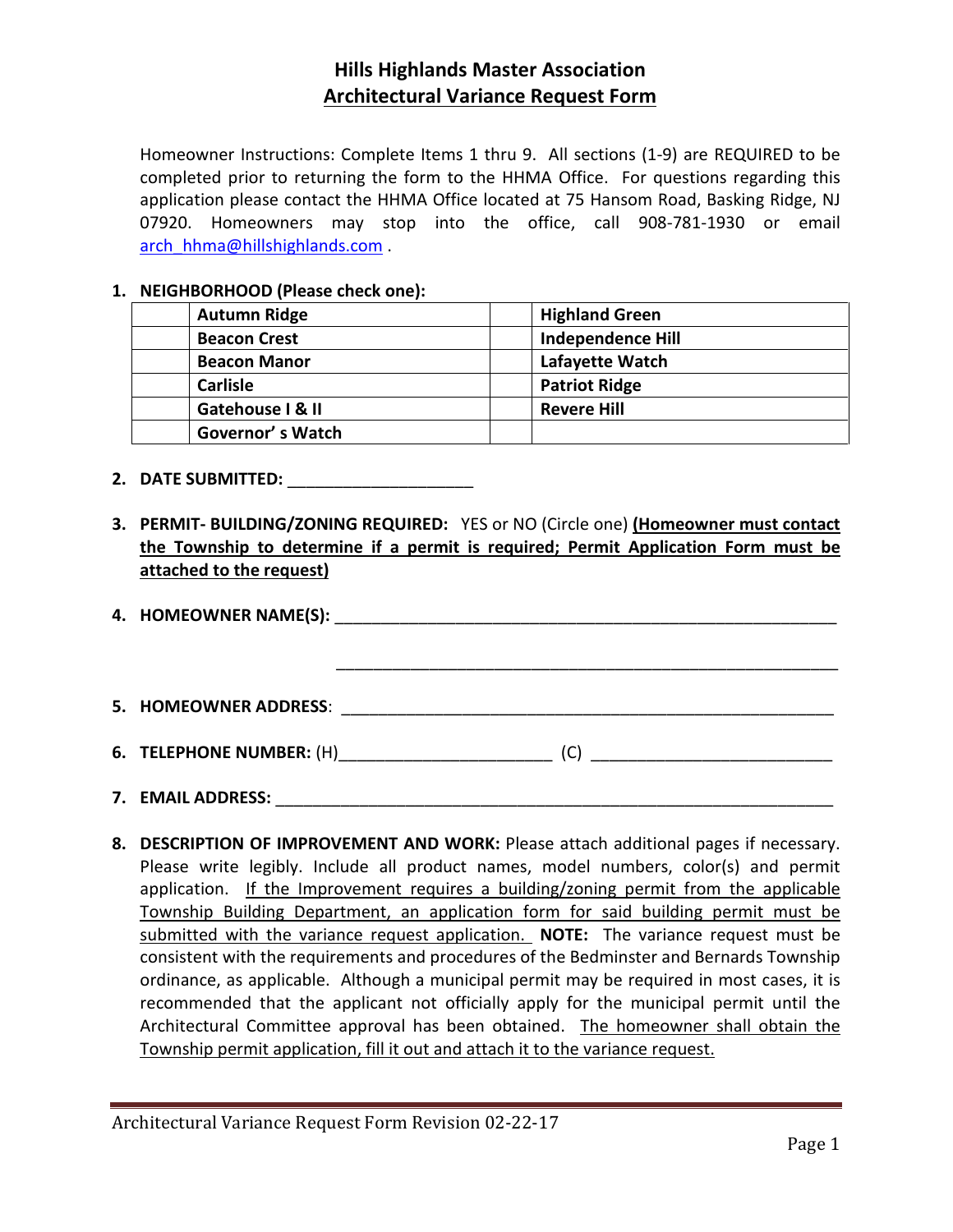# Hills Highlands Master Association

## Architectural Variance Request Form

Homeowner Instructions: Complete Items 1 thru 9. All sections (1-9) are REQUIRED to be completed prior to returning the form to the HHMA Office. For questions regarding this application please contact the HHMA Office located at 75 Hansom Road, Basking Ridge, NJ 07920. Homeowners may stop into the office, call 908-781-1930 or email arch_hhma@hillshighlands.com .

1. **NEIGHBORHOOD (Please check one):**

| | Neighborhood | | Neighborhood |
|---|---|---|---|
| | **Autumn Ridge** | | **Highland Green** |
| | **Beacon Crest** | | **Independence Hill** |
| | **Beacon Manor** | | **Lafayette Watch** |
| | **Carlisle** | | **Patriot Ridge** |
| | **Gatehouse I & II** | | **Revere Hill** |
| | **Governor' s Watch** | | |

2. **DATE SUBMITTED:** ____________________

3. **PERMIT- BUILDING/ZONING REQUIRED:** YES or NO (Circle one) **(Homeowner must contact the Township to determine if a permit is required; Permit Application Form must be attached to the request)**

4. **HOMEOWNER NAME(S):** ________________________________________________________

   ________________________________________________________

5. **HOMEOWNER ADDRESS**: ________________________________________________________

6. **TELEPHONE NUMBER:** (H)_______________________ (C) __________________________

7. **EMAIL ADDRESS:** ______________________________________________________________

8. **DESCRIPTION OF IMPROVEMENT AND WORK:** Please attach additional pages if necessary. Please write legibly. Include all product names, model numbers, color(s) and permit application. If the Improvement requires a building/zoning permit from the applicable Township Building Department, an application form for said building permit must be submitted with the variance request application. **NOTE:** The variance request must be consistent with the requirements and procedures of the Bedminster and Bernards Township ordinance, as applicable. Although a municipal permit may be required in most cases, it is recommended that the applicant not officially apply for the municipal permit until the Architectural Committee approval has been obtained. The homeowner shall obtain the Township permit application, fill it out and attach it to the variance request.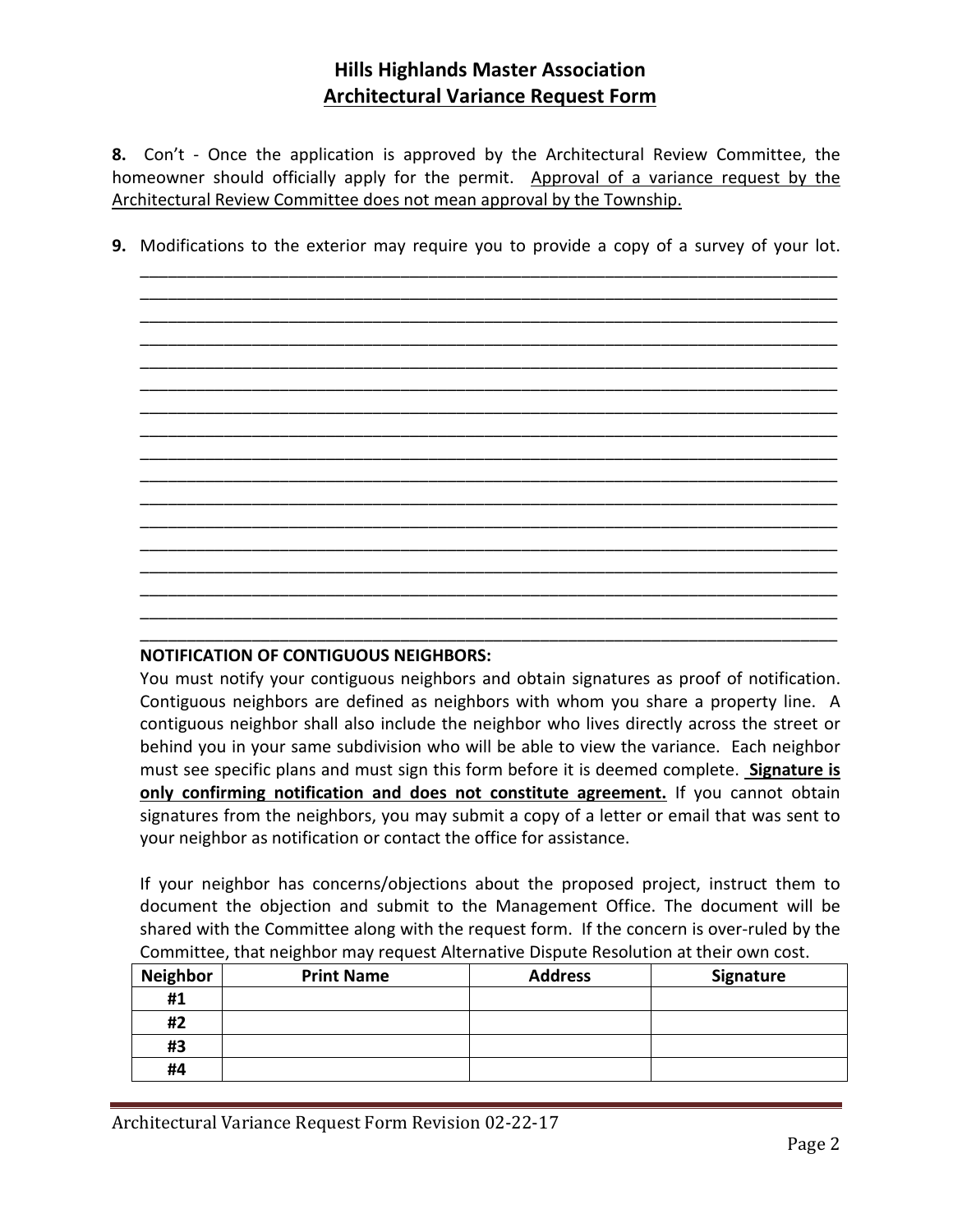# Hills Highlands Master Association
## Architectural Variance Request Form

**8.** Con't - Once the application is approved by the Architectural Review Committee, the homeowner should officially apply for the permit. Approval of a variance request by the Architectural Review Committee does not mean approval by the Township.

**9.** Modifications to the exterior may require you to provide a copy of a survey of your lot.

_______________________________________________________________________________
_______________________________________________________________________________
_______________________________________________________________________________
_______________________________________________________________________________
_______________________________________________________________________________
_______________________________________________________________________________
_______________________________________________________________________________
_______________________________________________________________________________
_______________________________________________________________________________
_______________________________________________________________________________
_______________________________________________________________________________
_______________________________________________________________________________
_______________________________________________________________________________
_______________________________________________________________________________
_______________________________________________________________________________
_______________________________________________________________________________
_______________________________________________________________________________

**NOTIFICATION OF CONTIGUOUS NEIGHBORS:**

You must notify your contiguous neighbors and obtain signatures as proof of notification. Contiguous neighbors are defined as neighbors with whom you share a property line. A contiguous neighbor shall also include the neighbor who lives directly across the street or behind you in your same subdivision who will be able to view the variance. Each neighbor must see specific plans and must sign this form before it is deemed complete. **Signature is only confirming notification and does not constitute agreement.** If you cannot obtain signatures from the neighbors, you may submit a copy of a letter or email that was sent to your neighbor as notification or contact the office for assistance.

If your neighbor has concerns/objections about the proposed project, instruct them to document the objection and submit to the Management Office. The document will be shared with the Committee along with the request form. If the concern is over-ruled by the Committee, that neighbor may request Alternative Dispute Resolution at their own cost.

| Neighbor | Print Name | Address | Signature |
|---|---|---|---|
| #1 | | | |
| #2 | | | |
| #3 | | | |
| #4 | | | |

Architectural Variance Request Form Revision 02-22-17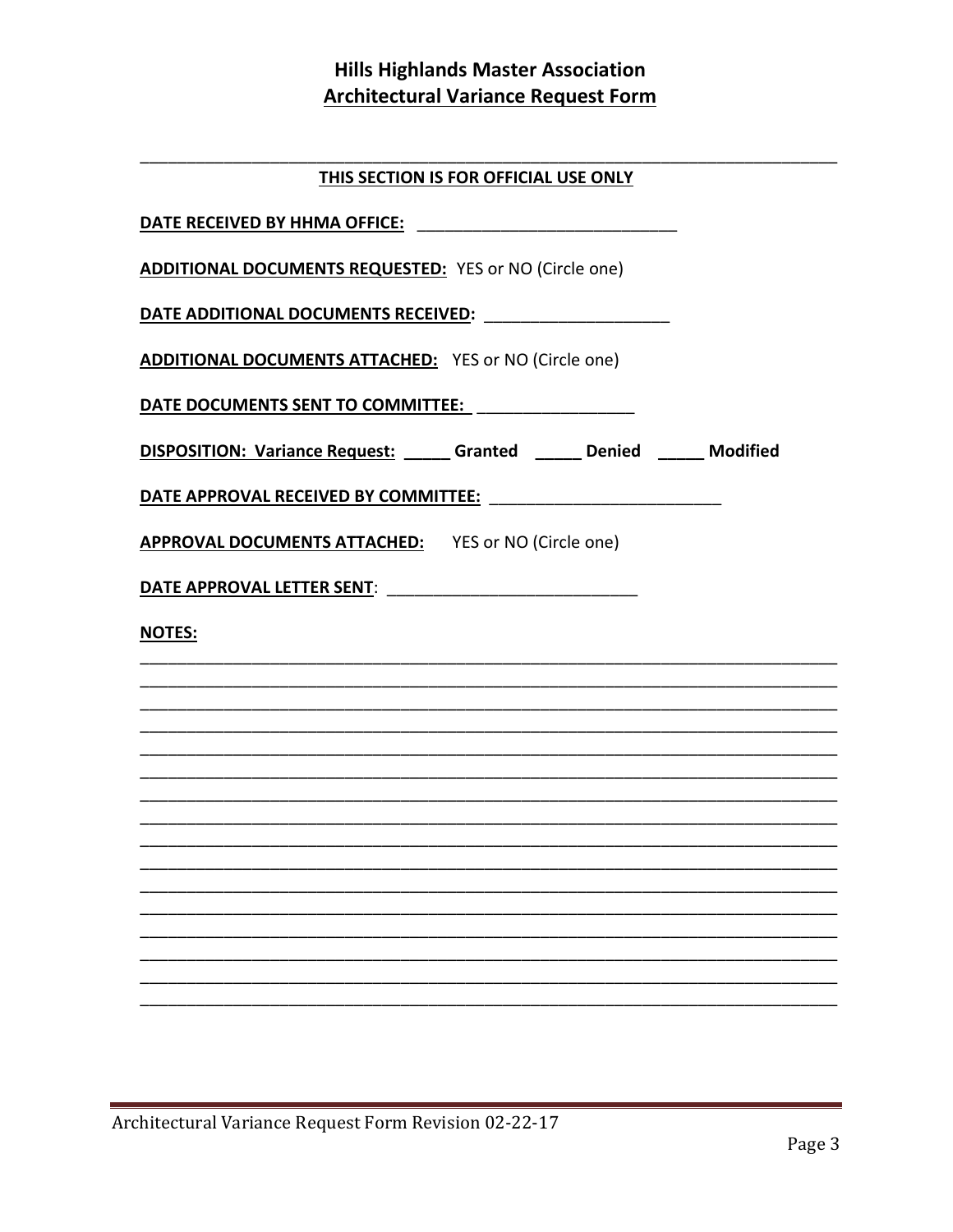# Hills Highlands Master Association
## Architectual Variance Request Form

---

**THIS SECTION IS FOR OFFICIAL USE ONLY**

**DATE RECEIVED BY HHMA OFFICE:** ____________________________

**ADDITIONAL DOCUMENTS REQUESTED:** YES or NO (Circle one)

**DATE ADDITIONAL DOCUMENTS RECEIVED:** ____________________

**ADDITIONAL DOCUMENTS ATTACHED:** YES or NO (Circle one)

**DATE DOCUMENTS SENT TO COMMITTEE:** _________________

**DISPOSITION: Variance Request:** _____ **Granted** _____ **Denied** _____ **Modified**

**DATE APPROVAL RECEIVED BY COMMITTEE:** _________________________

**APPROVAL DOCUMENTS ATTACHED:** YES or NO (Circle one)

**DATE APPROVAL LETTER SENT**: ___________________________

**NOTES:**

______________________________________________________________________________
______________________________________________________________________________
______________________________________________________________________________
______________________________________________________________________________
______________________________________________________________________________
______________________________________________________________________________
______________________________________________________________________________
______________________________________________________________________________
______________________________________________________________________________
______________________________________________________________________________
______________________________________________________________________________
______________________________________________________________________________
______________________________________________________________________________
______________________________________________________________________________
______________________________________________________________________________
______________________________________________________________________________

Architectural Variance Request Form Revision 02-22-17